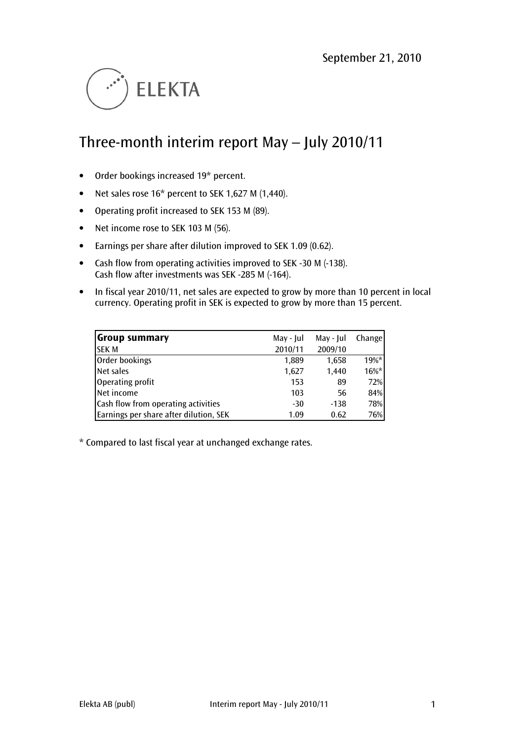September 21, 2010

ELEKTA

# Three-month interim report May – July 2010/11

- Order bookings increased 19* percent.
- Net sales rose 16* percent to SEK 1,627 M (1,440).
- Operating profit increased to SEK 153 M (89).
- Net income rose to SEK 103 M (56).
- Earnings per share after dilution improved to SEK 1.09 (0.62).
- Cash flow from operating activities improved to SEK -30 M (-138).
  Cash flow after investments was SEK -285 M (-164).
- In fiscal year 2010/11, net sales are expected to grow by more than 10 percent in local currency. Operating profit in SEK is expected to grow by more than 15 percent.

| **Group summary** | May - Jul | May - Jul | Change |
|---|---|---|---|
| SEK M | 2010/11 | 2009/10 | |
| Order bookings | 1,889 | 1,658 | 19%* |
| Net sales | 1,627 | 1,440 | 16%* |
| Operating profit | 153 | 89 | 72% |
| Net income | 103 | 56 | 84% |
| Cash flow from operating activities | -30 | -138 | 78% |
| Earnings per share after dilution, SEK | 1.09 | 0.62 | 76% |

* Compared to last fiscal year at unchanged exchange rates.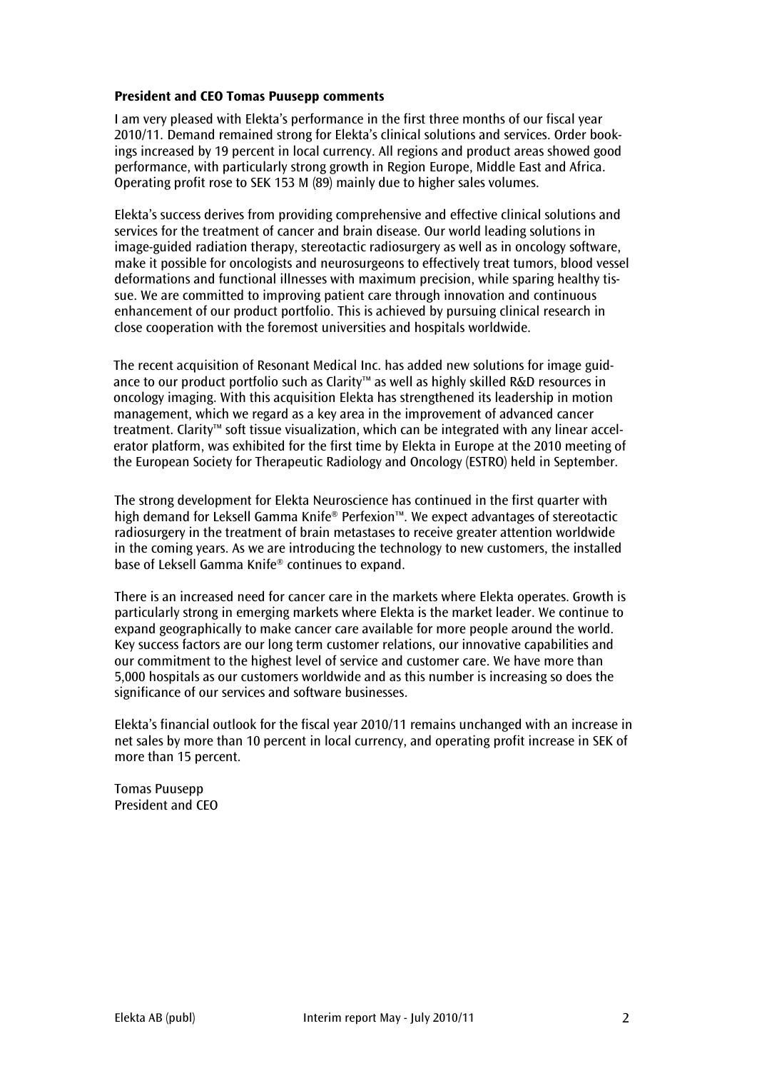**President and CEO Tomas Puusepp comments**

I am very pleased with Elekta's performance in the first three months of our fiscal year 2010/11. Demand remained strong for Elekta's clinical solutions and services. Order bookings increased by 19 percent in local currency. All regions and product areas showed good performance, with particularly strong growth in Region Europe, Middle East and Africa. Operating profit rose to SEK 153 M (89) mainly due to higher sales volumes.

Elekta's success derives from providing comprehensive and effective clinical solutions and services for the treatment of cancer and brain disease. Our world leading solutions in image-guided radiation therapy, stereotactic radiosurgery as well as in oncology software, make it possible for oncologists and neurosurgeons to effectively treat tumors, blood vessel deformations and functional illnesses with maximum precision, while sparing healthy tissue. We are committed to improving patient care through innovation and continuous enhancement of our product portfolio. This is achieved by pursuing clinical research in close cooperation with the foremost universities and hospitals worldwide.

The recent acquisition of Resonant Medical Inc. has added new solutions for image guidance to our product portfolio such as Clarity™ as well as highly skilled R&D resources in oncology imaging. With this acquisition Elekta has strengthened its leadership in motion management, which we regard as a key area in the improvement of advanced cancer treatment. Clarity™ soft tissue visualization, which can be integrated with any linear accelerator platform, was exhibited for the first time by Elekta in Europe at the 2010 meeting of the European Society for Therapeutic Radiology and Oncology (ESTRO) held in September.

The strong development for Elekta Neuroscience has continued in the first quarter with high demand for Leksell Gamma Knife® Perfexion™. We expect advantages of stereotactic radiosurgery in the treatment of brain metastases to receive greater attention worldwide in the coming years. As we are introducing the technology to new customers, the installed base of Leksell Gamma Knife® continues to expand.

There is an increased need for cancer care in the markets where Elekta operates. Growth is particularly strong in emerging markets where Elekta is the market leader. We continue to expand geographically to make cancer care available for more people around the world. Key success factors are our long term customer relations, our innovative capabilities and our commitment to the highest level of service and customer care. We have more than 5,000 hospitals as our customers worldwide and as this number is increasing so does the significance of our services and software businesses.

Elekta's financial outlook for the fiscal year 2010/11 remains unchanged with an increase in net sales by more than 10 percent in local currency, and operating profit increase in SEK of more than 15 percent.

Tomas Puusepp
President and CEO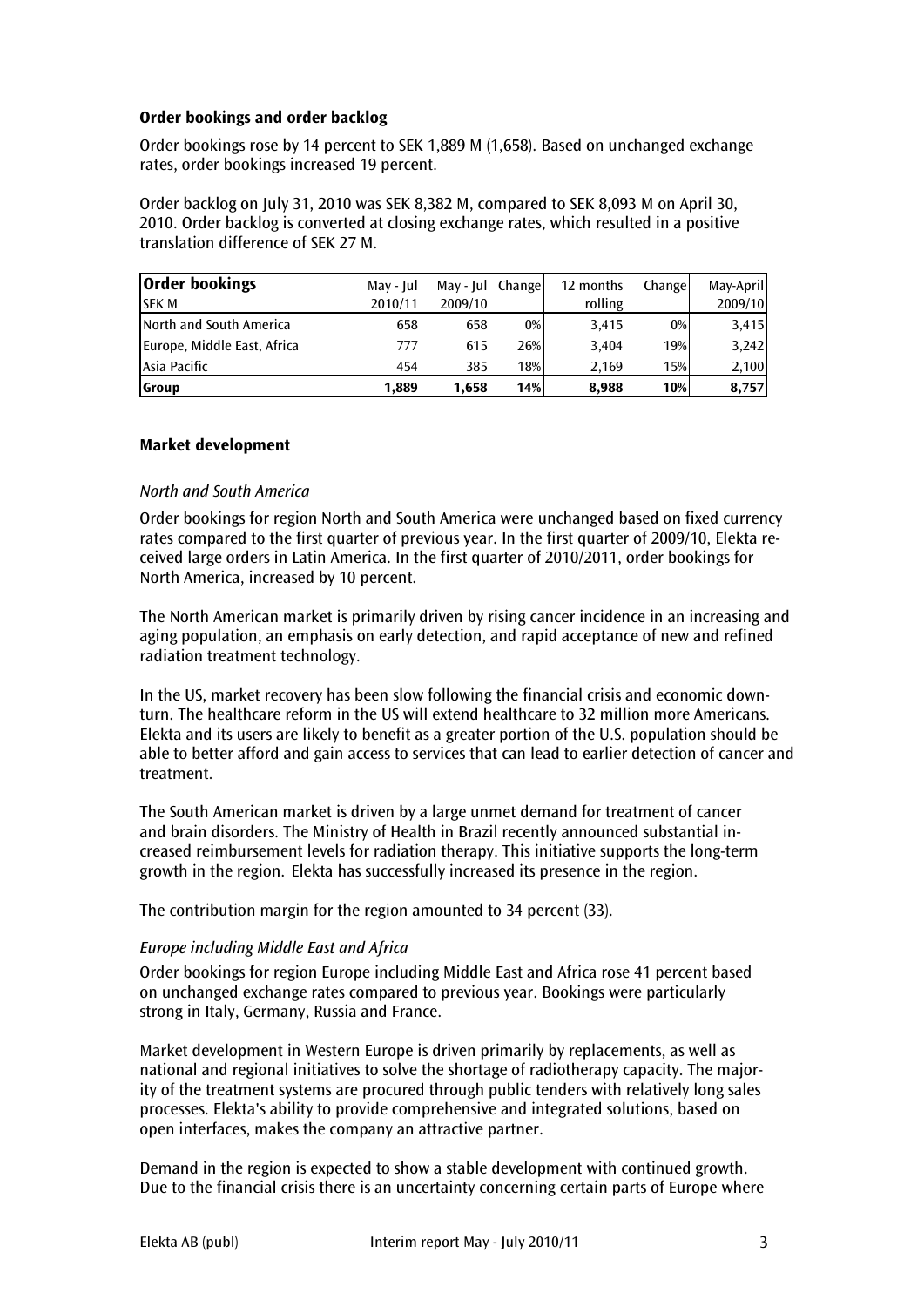### Order bookings and order backlog

Order bookings rose by 14 percent to SEK 1,889 M (1,658). Based on unchanged exchange rates, order bookings increased 19 percent.

Order backlog on July 31, 2010 was SEK 8,382 M, compared to SEK 8,093 M on April 30, 2010. Order backlog is converted at closing exchange rates, which resulted in a positive translation difference of SEK 27 M.

| **Order bookings** SEK M | May - Jul 2010/11 | May - Jul 2009/10 | Change | 12 months rolling | Change | May-April 2009/10 |
|---|---|---|---|---|---|---|
| North and South America | 658 | 658 | 0% | 3,415 | 0% | 3,415 |
| Europe, Middle East, Africa | 777 | 615 | 26% | 3,404 | 19% | 3,242 |
| Asia Pacific | 454 | 385 | 18% | 2,169 | 15% | 2,100 |
| **Group** | **1,889** | **1,658** | **14%** | **8,988** | **10%** | **8,757** |

### Market development

*North and South America*

Order bookings for region North and South America were unchanged based on fixed currency rates compared to the first quarter of previous year. In the first quarter of 2009/10, Elekta received large orders in Latin America. In the first quarter of 2010/2011, order bookings for North America, increased by 10 percent.

The North American market is primarily driven by rising cancer incidence in an increasing and aging population, an emphasis on early detection, and rapid acceptance of new and refined radiation treatment technology.

In the US, market recovery has been slow following the financial crisis and economic downturn. The healthcare reform in the US will extend healthcare to 32 million more Americans. Elekta and its users are likely to benefit as a greater portion of the U.S. population should be able to better afford and gain access to services that can lead to earlier detection of cancer and treatment.

The South American market is driven by a large unmet demand for treatment of cancer and brain disorders. The Ministry of Health in Brazil recently announced substantial increased reimbursement levels for radiation therapy. This initiative supports the long-term growth in the region. Elekta has successfully increased its presence in the region.

The contribution margin for the region amounted to 34 percent (33).

*Europe including Middle East and Africa*

Order bookings for region Europe including Middle East and Africa rose 41 percent based on unchanged exchange rates compared to previous year. Bookings were particularly strong in Italy, Germany, Russia and France.

Market development in Western Europe is driven primarily by replacements, as well as national and regional initiatives to solve the shortage of radiotherapy capacity. The majority of the treatment systems are procured through public tenders with relatively long sales processes. Elekta's ability to provide comprehensive and integrated solutions, based on open interfaces, makes the company an attractive partner.

Demand in the region is expected to show a stable development with continued growth. Due to the financial crisis there is an uncertainty concerning certain parts of Europe where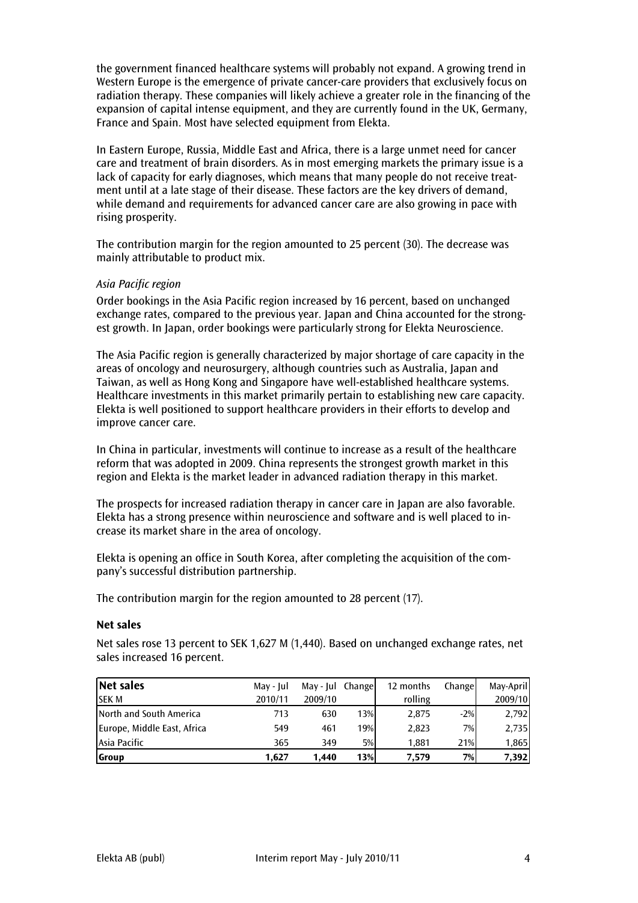the government financed healthcare systems will probably not expand. A growing trend in Western Europe is the emergence of private cancer-care providers that exclusively focus on radiation therapy. These companies will likely achieve a greater role in the financing of the expansion of capital intense equipment, and they are currently found in the UK, Germany, France and Spain. Most have selected equipment from Elekta.

In Eastern Europe, Russia, Middle East and Africa, there is a large unmet need for cancer care and treatment of brain disorders. As in most emerging markets the primary issue is a lack of capacity for early diagnoses, which means that many people do not receive treatment until at a late stage of their disease. These factors are the key drivers of demand, while demand and requirements for advanced cancer care are also growing in pace with rising prosperity.

The contribution margin for the region amounted to 25 percent (30). The decrease was mainly attributable to product mix.

*Asia Pacific region*

Order bookings in the Asia Pacific region increased by 16 percent, based on unchanged exchange rates, compared to the previous year. Japan and China accounted for the strongest growth. In Japan, order bookings were particularly strong for Elekta Neuroscience.

The Asia Pacific region is generally characterized by major shortage of care capacity in the areas of oncology and neurosurgery, although countries such as Australia, Japan and Taiwan, as well as Hong Kong and Singapore have well-established healthcare systems. Healthcare investments in this market primarily pertain to establishing new care capacity. Elekta is well positioned to support healthcare providers in their efforts to develop and improve cancer care.

In China in particular, investments will continue to increase as a result of the healthcare reform that was adopted in 2009. China represents the strongest growth market in this region and Elekta is the market leader in advanced radiation therapy in this market.

The prospects for increased radiation therapy in cancer care in Japan are also favorable. Elekta has a strong presence within neuroscience and software and is well placed to increase its market share in the area of oncology.

Elekta is opening an office in South Korea, after completing the acquisition of the company's successful distribution partnership.

The contribution margin for the region amounted to 28 percent (17).

**Net sales**

Net sales rose 13 percent to SEK 1,627 M (1,440). Based on unchanged exchange rates, net sales increased 16 percent.

| **Net sales** SEK M | May - Jul 2010/11 | May - Jul 2009/10 | Change | 12 months rolling | Change | May-April 2009/10 |
|---|---|---|---|---|---|---|
| North and South America | 713 | 630 | 13% | 2,875 | -2% | 2,792 |
| Europe, Middle East, Africa | 549 | 461 | 19% | 2,823 | 7% | 2,735 |
| Asia Pacific | 365 | 349 | 5% | 1,881 | 21% | 1,865 |
| **Group** | **1,627** | **1,440** | **13%** | **7,579** | **7%** | **7,392** |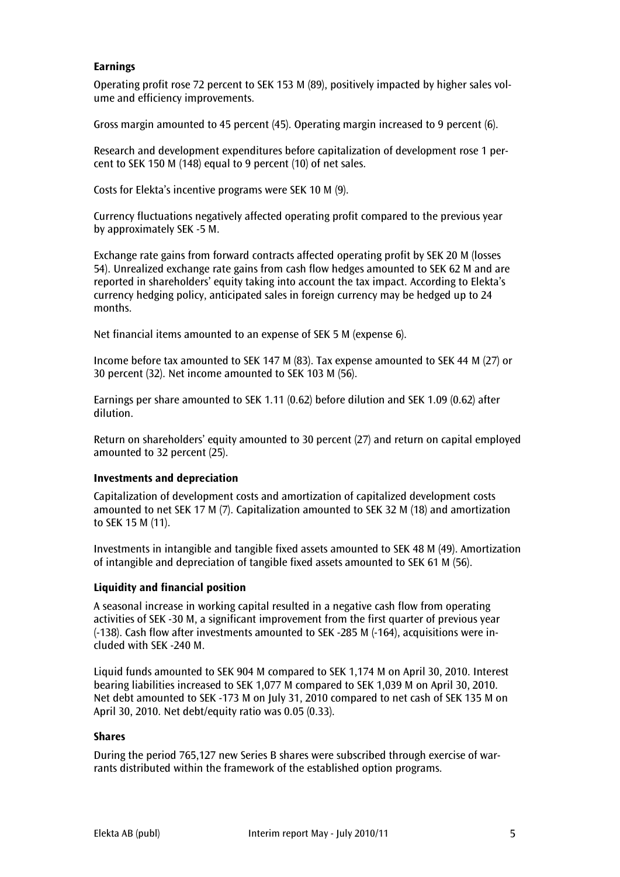### Earnings

Operating profit rose 72 percent to SEK 153 M (89), positively impacted by higher sales volume and efficiency improvements.

Gross margin amounted to 45 percent (45). Operating margin increased to 9 percent (6).

Research and development expenditures before capitalization of development rose 1 percent to SEK 150 M (148) equal to 9 percent (10) of net sales.

Costs for Elekta's incentive programs were SEK 10 M (9).

Currency fluctuations negatively affected operating profit compared to the previous year by approximately SEK -5 M.

Exchange rate gains from forward contracts affected operating profit by SEK 20 M (losses 54). Unrealized exchange rate gains from cash flow hedges amounted to SEK 62 M and are reported in shareholders' equity taking into account the tax impact. According to Elekta's currency hedging policy, anticipated sales in foreign currency may be hedged up to 24 months.

Net financial items amounted to an expense of SEK 5 M (expense 6).

Income before tax amounted to SEK 147 M (83). Tax expense amounted to SEK 44 M (27) or 30 percent (32). Net income amounted to SEK 103 M (56).

Earnings per share amounted to SEK 1.11 (0.62) before dilution and SEK 1.09 (0.62) after dilution.

Return on shareholders' equity amounted to 30 percent (27) and return on capital employed amounted to 32 percent (25).

### Investments and depreciation

Capitalization of development costs and amortization of capitalized development costs amounted to net SEK 17 M (7). Capitalization amounted to SEK 32 M (18) and amortization to SEK 15 M (11).

Investments in intangible and tangible fixed assets amounted to SEK 48 M (49). Amortization of intangible and depreciation of tangible fixed assets amounted to SEK 61 M (56).

### Liquidity and financial position

A seasonal increase in working capital resulted in a negative cash flow from operating activities of SEK -30 M, a significant improvement from the first quarter of previous year (-138). Cash flow after investments amounted to SEK -285 M (-164), acquisitions were included with SEK -240 M.

Liquid funds amounted to SEK 904 M compared to SEK 1,174 M on April 30, 2010. Interest bearing liabilities increased to SEK 1,077 M compared to SEK 1,039 M on April 30, 2010. Net debt amounted to SEK -173 M on July 31, 2010 compared to net cash of SEK 135 M on April 30, 2010. Net debt/equity ratio was 0.05 (0.33).

### Shares

During the period 765,127 new Series B shares were subscribed through exercise of warrants distributed within the framework of the established option programs.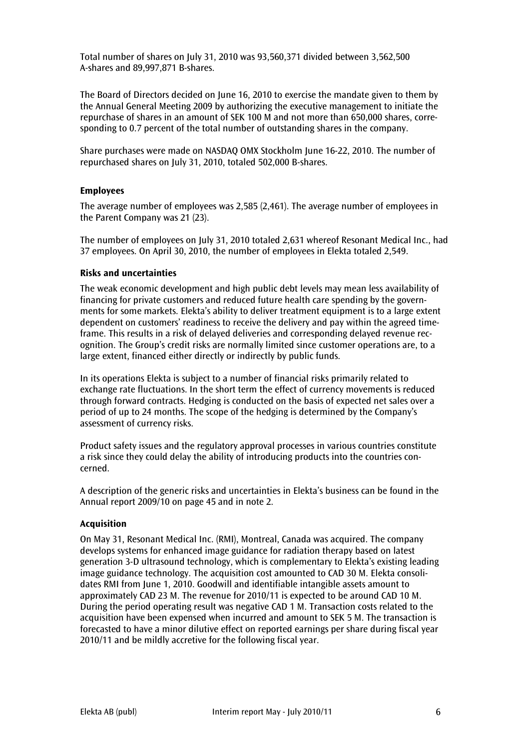Total number of shares on July 31, 2010 was 93,560,371 divided between 3,562,500 A-shares and 89,997,871 B-shares.

The Board of Directors decided on June 16, 2010 to exercise the mandate given to them by the Annual General Meeting 2009 by authorizing the executive management to initiate the repurchase of shares in an amount of SEK 100 M and not more than 650,000 shares, corresponding to 0.7 percent of the total number of outstanding shares in the company.

Share purchases were made on NASDAQ OMX Stockholm June 16-22, 2010. The number of repurchased shares on July 31, 2010, totaled 502,000 B-shares.

### Employees

The average number of employees was 2,585 (2,461). The average number of employees in the Parent Company was 21 (23).

The number of employees on July 31, 2010 totaled 2,631 whereof Resonant Medical Inc., had 37 employees. On April 30, 2010, the number of employees in Elekta totaled 2,549.

### Risks and uncertainties

The weak economic development and high public debt levels may mean less availability of financing for private customers and reduced future health care spending by the governments for some markets. Elekta's ability to deliver treatment equipment is to a large extent dependent on customers' readiness to receive the delivery and pay within the agreed timeframe. This results in a risk of delayed deliveries and corresponding delayed revenue recognition. The Group's credit risks are normally limited since customer operations are, to a large extent, financed either directly or indirectly by public funds.

In its operations Elekta is subject to a number of financial risks primarily related to exchange rate fluctuations. In the short term the effect of currency movements is reduced through forward contracts. Hedging is conducted on the basis of expected net sales over a period of up to 24 months. The scope of the hedging is determined by the Company's assessment of currency risks.

Product safety issues and the regulatory approval processes in various countries constitute a risk since they could delay the ability of introducing products into the countries concerned.

A description of the generic risks and uncertainties in Elekta's business can be found in the Annual report 2009/10 on page 45 and in note 2.

### Acquisition

On May 31, Resonant Medical Inc. (RMI), Montreal, Canada was acquired. The company develops systems for enhanced image guidance for radiation therapy based on latest generation 3-D ultrasound technology, which is complementary to Elekta's existing leading image guidance technology. The acquisition cost amounted to CAD 30 M. Elekta consolidates RMI from June 1, 2010. Goodwill and identifiable intangible assets amount to approximately CAD 23 M. The revenue for 2010/11 is expected to be around CAD 10 M. During the period operating result was negative CAD 1 M. Transaction costs related to the acquisition have been expensed when incurred and amount to SEK 5 M. The transaction is forecasted to have a minor dilutive effect on reported earnings per share during fiscal year 2010/11 and be mildly accretive for the following fiscal year.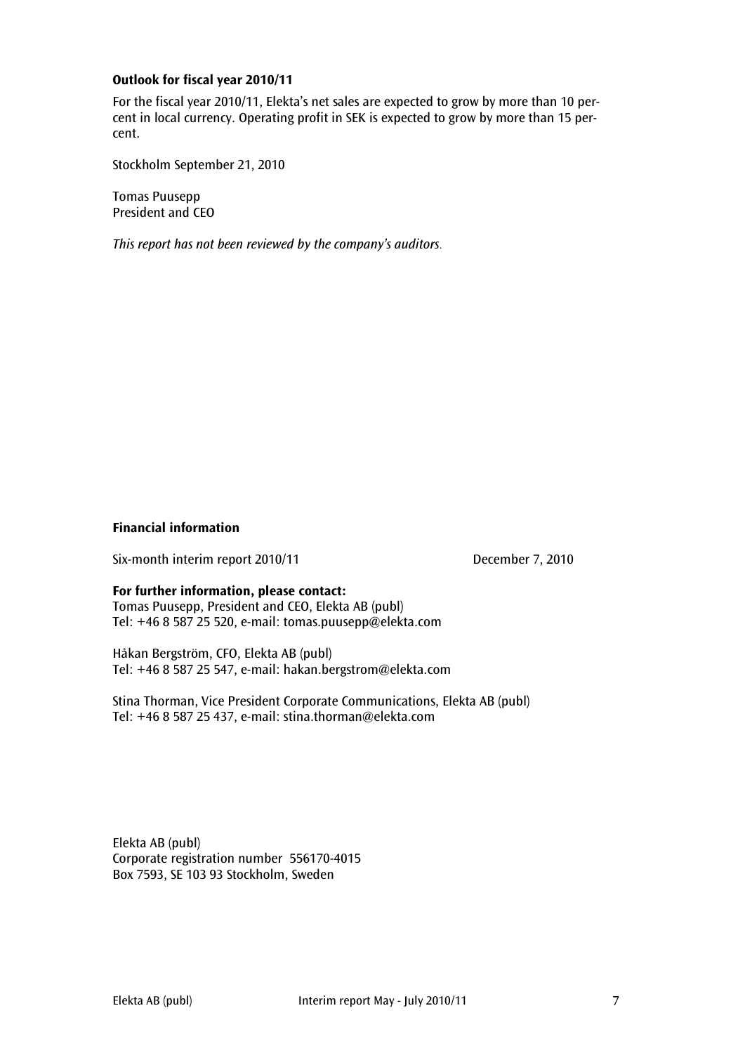**Outlook for fiscal year 2010/11**

For the fiscal year 2010/11, Elekta's net sales are expected to grow by more than 10 percent in local currency. Operating profit in SEK is expected to grow by more than 15 percent.

Stockholm September 21, 2010

Tomas Puusepp
President and CEO

*This report has not been reviewed by the company's auditors.*

**Financial information**

Six-month interim report 2010/11 December 7, 2010

**For further information, please contact:**
Tomas Puusepp, President and CEO, Elekta AB (publ)
Tel: +46 8 587 25 520, e-mail: tomas.puusepp@elekta.com

Håkan Bergström, CFO, Elekta AB (publ)
Tel: +46 8 587 25 547, e-mail: hakan.bergstrom@elekta.com

Stina Thorman, Vice President Corporate Communications, Elekta AB (publ)
Tel: +46 8 587 25 437, e-mail: stina.thorman@elekta.com

Elekta AB (publ)
Corporate registration number 556170-4015
Box 7593, SE 103 93 Stockholm, Sweden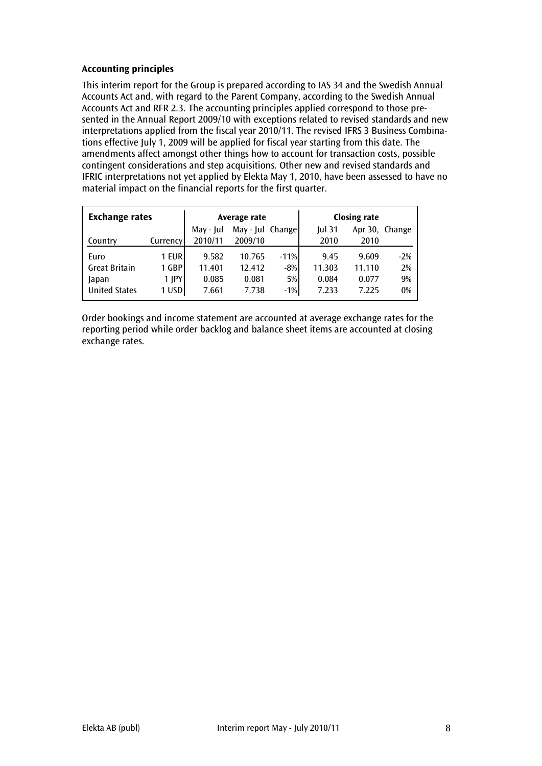**Accounting principles**

This interim report for the Group is prepared according to IAS 34 and the Swedish Annual Accounts Act and, with regard to the Parent Company, according to the Swedish Annual Accounts Act and RFR 2.3. The accounting principles applied correspond to those presented in the Annual Report 2009/10 with exceptions related to revised standards and new interpretations applied from the fiscal year 2010/11. The revised IFRS 3 Business Combinations effective July 1, 2009 will be applied for fiscal year starting from this date. The amendments affect amongst other things how to account for transaction costs, possible contingent considerations and step acquisitions. Other new and revised standards and IFRIC interpretations not yet applied by Elekta May 1, 2010, have been assessed to have no material impact on the financial reports for the first quarter.

| **Exchange rates** | | **Average rate** | | | **Closing rate** | | |
|---|---|---|---|---|---|---|---|
| | | May - Jul | May - Jul | Change | Jul 31 | Apr 30, | Change |
| Country | Currency | 2010/11 | 2009/10 | | 2010 | 2010 | |
| Euro | 1 EUR | 9.582 | 10.765 | -11% | 9.45 | 9.609 | -2% |
| Great Britain | 1 GBP | 11.401 | 12.412 | -8% | 11.303 | 11.110 | 2% |
| Japan | 1 JPY | 0.085 | 0.081 | 5% | 0.084 | 0.077 | 9% |
| United States | 1 USD | 7.661 | 7.738 | -1% | 7.233 | 7.225 | 0% |

Order bookings and income statement are accounted at average exchange rates for the reporting period while order backlog and balance sheet items are accounted at closing exchange rates.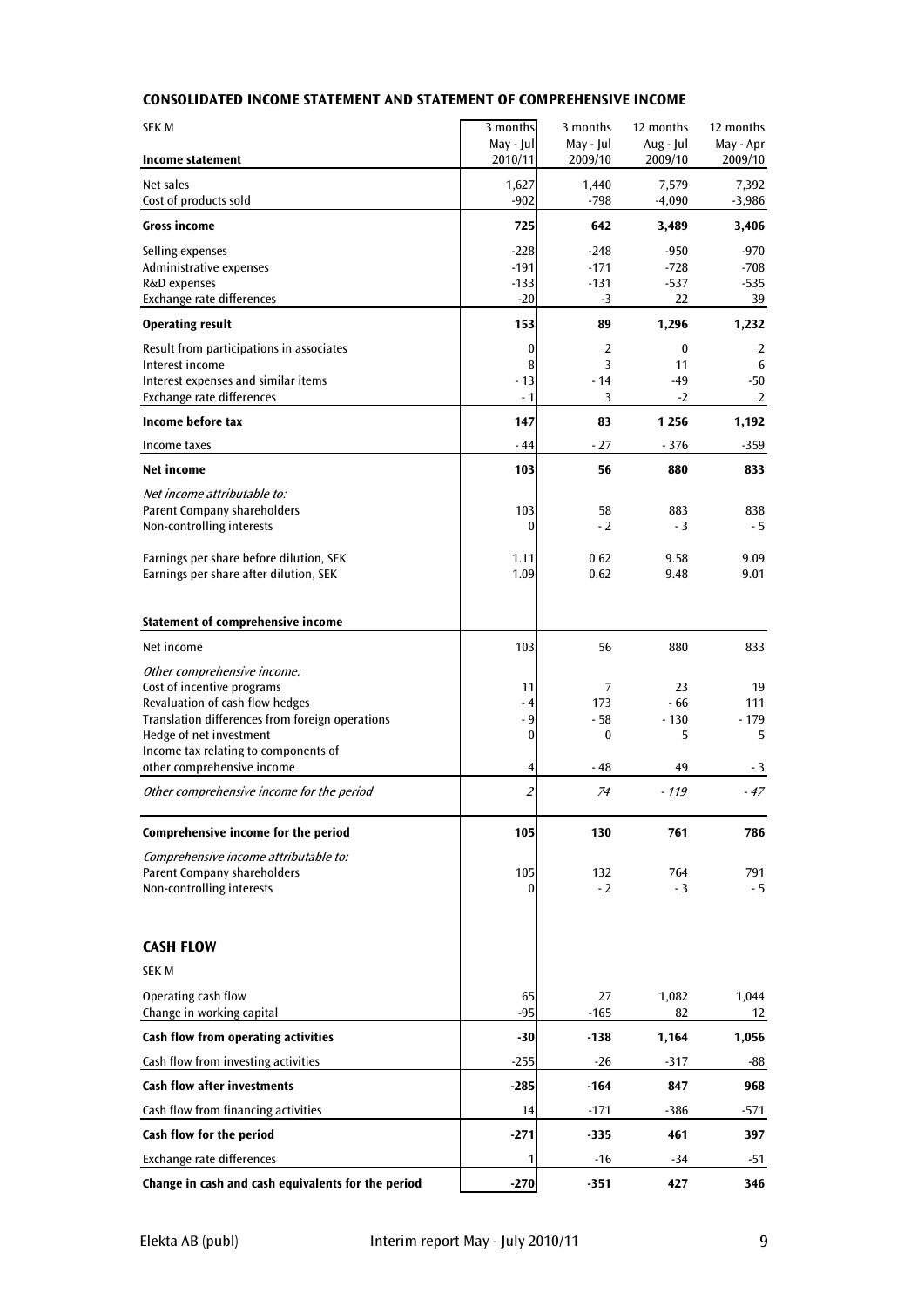## CONSOLIDATED INCOME STATEMENT AND STATEMENT OF COMPREHENSIVE INCOME

| SEK M<br>**Income statement** | 3 months<br>May - Jul<br>2010/11 | 3 months<br>May - Jul<br>2009/10 | 12 months<br>Aug - Jul<br>2009/10 | 12 months<br>May - Apr<br>2009/10 |
|---|---|---|---|---|
| Net sales | 1,627 | 1,440 | 7,579 | 7,392 |
| Cost of products sold | -902 | -798 | -4,090 | -3,986 |
| **Gross income** | **725** | **642** | **3,489** | **3,406** |
| Selling expenses | -228 | -248 | -950 | -970 |
| Administrative expenses | -191 | -171 | -728 | -708 |
| R&D expenses | -133 | -131 | -537 | -535 |
| Exchange rate differences | -20 | -3 | 22 | 39 |
| **Operating result** | **153** | **89** | **1,296** | **1,232** |
| Result from participations in associates | 0 | 2 | 0 | 2 |
| Interest income | 8 | 3 | 11 | 6 |
| Interest expenses and similar items | - 13 | - 14 | -49 | -50 |
| Exchange rate differences | - 1 | 3 | -2 | 2 |
| **Income before tax** | **147** | **83** | **1 256** | **1,192** |
| Income taxes | - 44 | - 27 | - 376 | -359 |
| **Net income** | **103** | **56** | **880** | **833** |
| *Net income attributable to:* | | | | |
| Parent Company shareholders | 103 | 58 | 883 | 838 |
| Non-controlling interests | 0 | - 2 | - 3 | - 5 |
| Earnings per share before dilution, SEK | 1.11 | 0.62 | 9.58 | 9.09 |
| Earnings per share after dilution, SEK | 1.09 | 0.62 | 9.48 | 9.01 |
| **Statement of comprehensive income** | | | | |
| Net income | 103 | 56 | 880 | 833 |
| *Other comprehensive income:* | | | | |
| Cost of incentive programs | 11 | 7 | 23 | 19 |
| Revaluation of cash flow hedges | - 4 | 173 | - 66 | 111 |
| Translation differences from foreign operations | - 9 | - 58 | - 130 | - 179 |
| Hedge of net investment | 0 | 0 | 5 | 5 |
| Income tax relating to components of other comprehensive income | 4 | - 48 | 49 | - 3 |
| *Other comprehensive income for the period* | *2* | *74* | *- 119* | *- 47* |
| **Comprehensive income for the period** | **105** | **130** | **761** | **786** |
| *Comprehensive income attributable to:* | | | | |
| Parent Company shareholders | 105 | 132 | 764 | 791 |
| Non-controlling interests | 0 | - 2 | - 3 | - 5 |

## CASH FLOW

| SEK M | 3 months<br>May - Jul<br>2010/11 | 3 months<br>May - Jul<br>2009/10 | 12 months<br>Aug - Jul<br>2009/10 | 12 months<br>May - Apr<br>2009/10 |
|---|---|---|---|---|
| Operating cash flow | 65 | 27 | 1,082 | 1,044 |
| Change in working capital | -95 | -165 | 82 | 12 |
| **Cash flow from operating activities** | **-30** | **-138** | **1,164** | **1,056** |
| Cash flow from investing activities | -255 | -26 | -317 | -88 |
| **Cash flow after investments** | **-285** | **-164** | **847** | **968** |
| Cash flow from financing activities | 14 | -171 | -386 | -571 |
| **Cash flow for the period** | **-271** | **-335** | **461** | **397** |
| Exchange rate differences | 1 | -16 | -34 | -51 |
| **Change in cash and cash equivalents for the period** | **-270** | **-351** | **427** | **346** |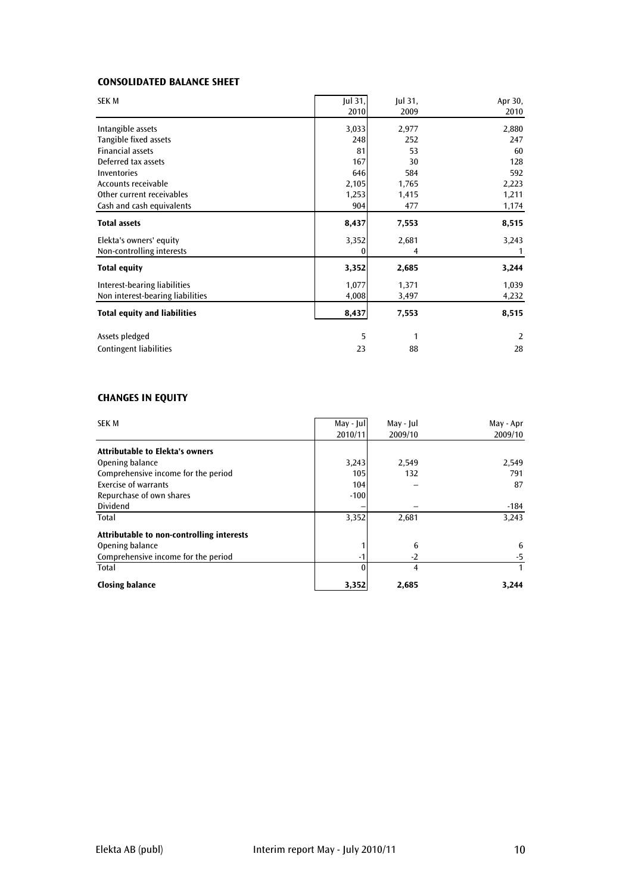## CONSOLIDATED BALANCE SHEET

| SEK M | Jul 31, 2010 | Jul 31, 2009 | Apr 30, 2010 |
|---|---|---|---|
| Intangible assets | 3,033 | 2,977 | 2,880 |
| Tangible fixed assets | 248 | 252 | 247 |
| Financial assets | 81 | 53 | 60 |
| Deferred tax assets | 167 | 30 | 128 |
| Inventories | 646 | 584 | 592 |
| Accounts receivable | 2,105 | 1,765 | 2,223 |
| Other current receivables | 1,253 | 1,415 | 1,211 |
| Cash and cash equivalents | 904 | 477 | 1,174 |
| **Total assets** | **8,437** | **7,553** | **8,515** |
| Elekta's owners' equity | 3,352 | 2,681 | 3,243 |
| Non-controlling interests | 0 | 4 | 1 |
| **Total equity** | **3,352** | **2,685** | **3,244** |
| Interest-bearing liabilities | 1,077 | 1,371 | 1,039 |
| Non interest-bearing liabilities | 4,008 | 3,497 | 4,232 |
| **Total equity and liabilities** | **8,437** | **7,553** | **8,515** |
| Assets pledged | 5 | 1 | 2 |
| Contingent liabilities | 23 | 88 | 28 |

## CHANGES IN EQUITY

| SEK M | May - Jul 2010/11 | May - Jul 2009/10 | May - Apr 2009/10 |
|---|---|---|---|
| **Attributable to Elekta's owners** | | | |
| Opening balance | 3,243 | 2,549 | 2,549 |
| Comprehensive income for the period | 105 | 132 | 791 |
| Exercise of warrants | 104 | – | 87 |
| Repurchase of own shares | -100 | | |
| Dividend | – | – | -184 |
| Total | 3,352 | 2,681 | 3,243 |
| **Attributable to non-controlling interests** | | | |
| Opening balance | 1 | 6 | 6 |
| Comprehensive income for the period | -1 | -2 | -5 |
| Total | 0 | 4 | 1 |
| **Closing balance** | **3,352** | **2,685** | **3,244** |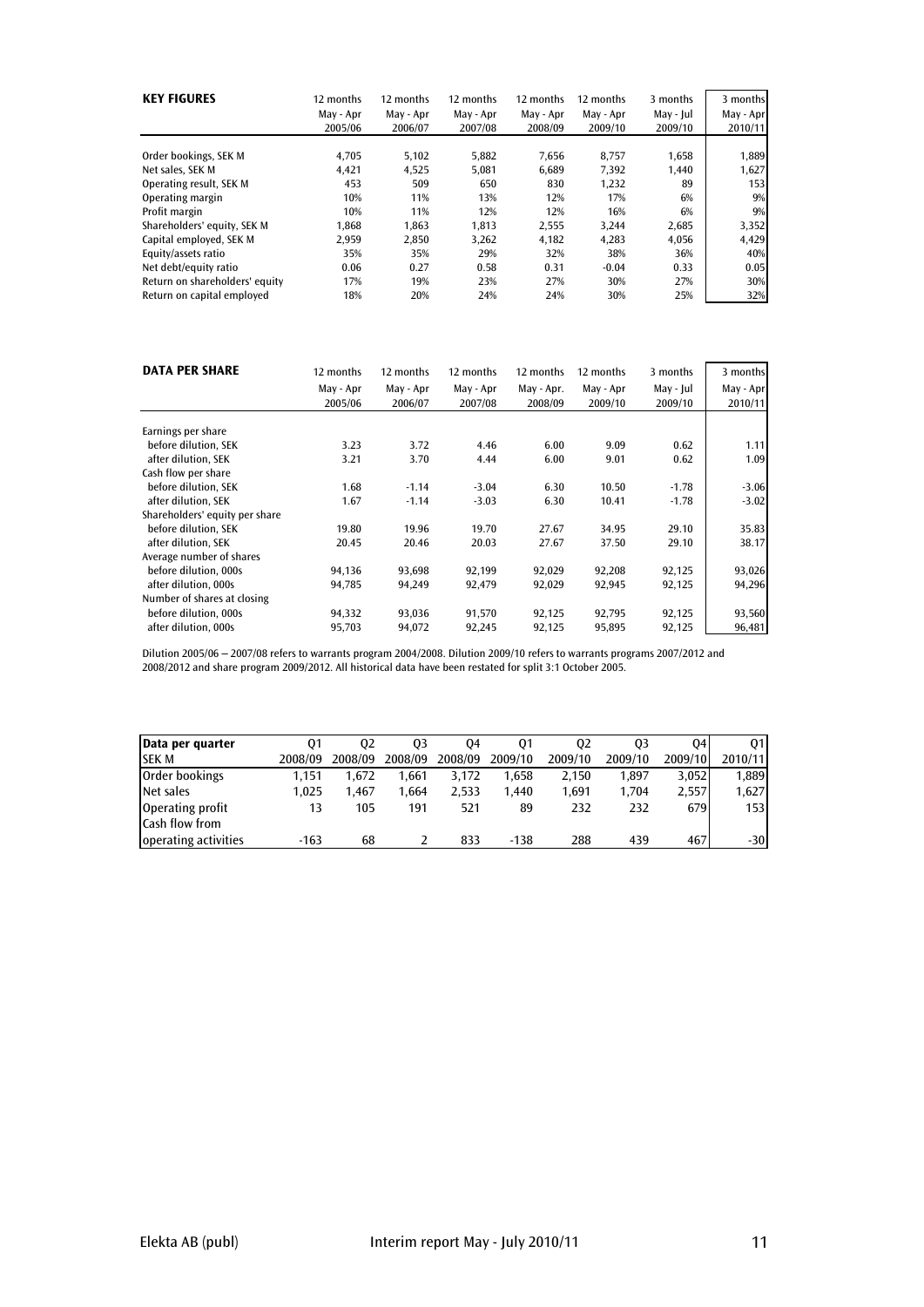| KEY FIGURES | 12 months May - Apr 2005/06 | 12 months May - Apr 2006/07 | 12 months May - Apr 2007/08 | 12 months May - Apr 2008/09 | 12 months May - Apr 2009/10 | 3 months May - Jul 2009/10 | 3 months May - Apr 2010/11 |
|---|---|---|---|---|---|---|---|
| Order bookings, SEK M | 4,705 | 5,102 | 5,882 | 7,656 | 8,757 | 1,658 | 1,889 |
| Net sales, SEK M | 4,421 | 4,525 | 5,081 | 6,689 | 7,392 | 1,440 | 1,627 |
| Operating result, SEK M | 453 | 509 | 650 | 830 | 1,232 | 89 | 153 |
| Operating margin | 10% | 11% | 13% | 12% | 17% | 6% | 9% |
| Profit margin | 10% | 11% | 12% | 12% | 16% | 6% | 9% |
| Shareholders' equity, SEK M | 1,868 | 1,863 | 1,813 | 2,555 | 3,244 | 2,685 | 3,352 |
| Capital employed, SEK M | 2,959 | 2,850 | 3,262 | 4,182 | 4,283 | 4,056 | 4,429 |
| Equity/assets ratio | 35% | 35% | 29% | 32% | 38% | 36% | 40% |
| Net debt/equity ratio | 0.06 | 0.27 | 0.58 | 0.31 | -0.04 | 0.33 | 0.05 |
| Return on shareholders' equity | 17% | 19% | 23% | 27% | 30% | 27% | 30% |
| Return on capital employed | 18% | 20% | 24% | 24% | 30% | 25% | 32% |

| DATA PER SHARE | 12 months May - Apr 2005/06 | 12 months May - Apr 2006/07 | 12 months May - Apr 2007/08 | 12 months May - Apr. 2008/09 | 12 months May - Apr 2009/10 | 3 months May - Jul 2009/10 | 3 months May - Apr 2010/11 |
|---|---|---|---|---|---|---|---|
| Earnings per share | | | | | | | |
| before dilution, SEK | 3.23 | 3.72 | 4.46 | 6.00 | 9.09 | 0.62 | 1.11 |
| after dilution, SEK | 3.21 | 3.70 | 4.44 | 6.00 | 9.01 | 0.62 | 1.09 |
| Cash flow per share | | | | | | | |
| before dilution, SEK | 1.68 | -1.14 | -3.04 | 6.30 | 10.50 | -1.78 | -3.06 |
| after dilution, SEK | 1.67 | -1.14 | -3.03 | 6.30 | 10.41 | -1.78 | -3.02 |
| Shareholders' equity per share | | | | | | | |
| before dilution, SEK | 19.80 | 19.96 | 19.70 | 27.67 | 34.95 | 29.10 | 35.83 |
| after dilution, SEK | 20.45 | 20.46 | 20.03 | 27.67 | 37.50 | 29.10 | 38.17 |
| Average number of shares | | | | | | | |
| before dilution, 000s | 94,136 | 93,698 | 92,199 | 92,029 | 92,208 | 92,125 | 93,026 |
| after dilution, 000s | 94,785 | 94,249 | 92,479 | 92,029 | 92,945 | 92,125 | 94,296 |
| Number of shares at closing | | | | | | | |
| before dilution, 000s | 94,332 | 93,036 | 91,570 | 92,125 | 92,795 | 92,125 | 93,560 |
| after dilution, 000s | 95,703 | 94,072 | 92,245 | 92,125 | 95,895 | 92,125 | 96,481 |

Dilution 2005/06 – 2007/08 refers to warrants program 2004/2008. Dilution 2009/10 refers to warrants programs 2007/2012 and 2008/2012 and share program 2009/2012. All historical data have been restated for split 3:1 October 2005.

| Data per quarter SEK M | Q1 2008/09 | Q2 2008/09 | Q3 2008/09 | Q4 2008/09 | Q1 2009/10 | Q2 2009/10 | Q3 2009/10 | Q4 2009/10 | Q1 2010/11 |
|---|---|---|---|---|---|---|---|---|---|
| Order bookings | 1,151 | 1,672 | 1,661 | 3,172 | 1,658 | 2,150 | 1,897 | 3,052 | 1,889 |
| Net sales | 1,025 | 1,467 | 1,664 | 2,533 | 1,440 | 1,691 | 1,704 | 2,557 | 1,627 |
| Operating profit | 13 | 105 | 191 | 521 | 89 | 232 | 232 | 679 | 153 |
| Cash flow from operating activities | -163 | 68 | 2 | 833 | -138 | 288 | 439 | 467 | -30 |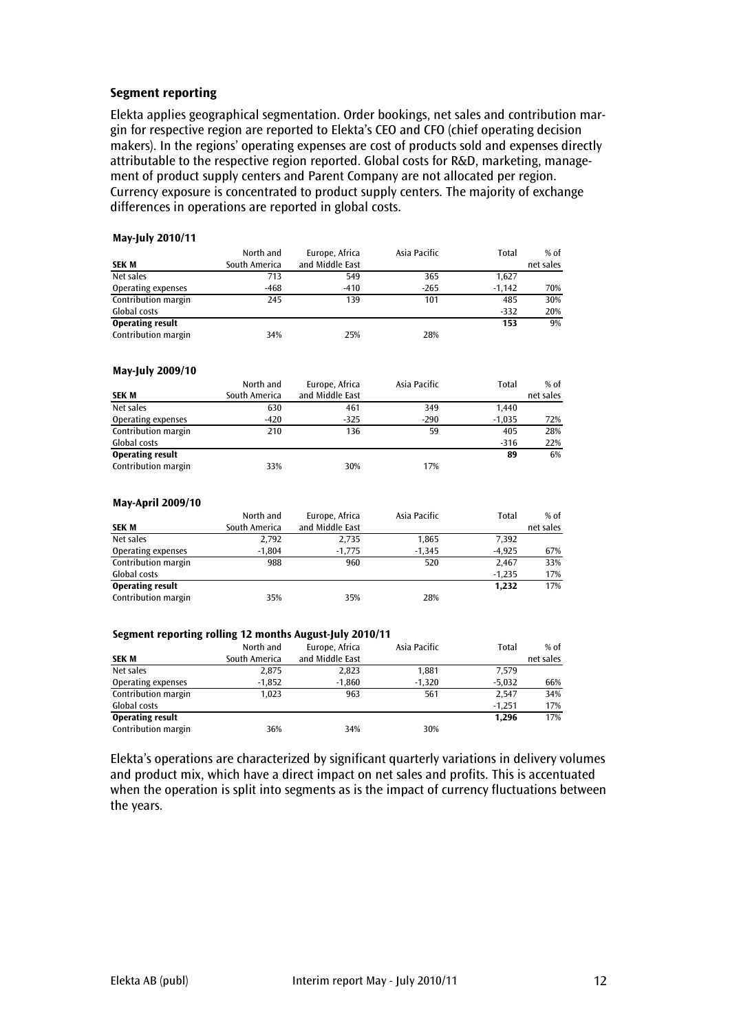## Segment reporting

Elekta applies geographical segmentation. Order bookings, net sales and contribution margin for respective region are reported to Elekta's CEO and CFO (chief operating decision makers). In the regions' operating expenses are cost of products sold and expenses directly attributable to the respective region reported. Global costs for R&D, marketing, management of product supply centers and Parent Company are not allocated per region. Currency exposure is concentrated to product supply centers. The majority of exchange differences in operations are reported in global costs.

**May-July 2010/11**

| SEK M | North and South America | Europe, Africa and Middle East | Asia Pacific | Total | % of net sales |
|---|---|---|---|---|---|
| Net sales | 713 | 549 | 365 | 1,627 | |
| Operating expenses | -468 | -410 | -265 | -1,142 | 70% |
| Contribution margin | 245 | 139 | 101 | 485 | 30% |
| Global costs | | | | -332 | 20% |
| **Operating result** | | | | **153** | 9% |
| Contribution margin | 34% | 25% | 28% | | |

**May-July 2009/10**

| SEK M | North and South America | Europe, Africa and Middle East | Asia Pacific | Total | % of net sales |
|---|---|---|---|---|---|
| Net sales | 630 | 461 | 349 | 1,440 | |
| Operating expenses | -420 | -325 | -290 | -1,035 | 72% |
| Contribution margin | 210 | 136 | 59 | 405 | 28% |
| Global costs | | | | -316 | 22% |
| **Operating result** | | | | **89** | 6% |
| Contribution margin | 33% | 30% | 17% | | |

**May-April 2009/10**

| SEK M | North and South America | Europe, Africa and Middle East | Asia Pacific | Total | % of net sales |
|---|---|---|---|---|---|
| Net sales | 2,792 | 2,735 | 1,865 | 7,392 | |
| Operating expenses | -1,804 | -1,775 | -1,345 | -4,925 | 67% |
| Contribution margin | 988 | 960 | 520 | 2,467 | 33% |
| Global costs | | | | -1,235 | 17% |
| **Operating result** | | | | **1,232** | 17% |
| Contribution margin | 35% | 35% | 28% | | |

**Segment reporting rolling 12 months August-July 2010/11**

| SEK M | North and South America | Europe, Africa and Middle East | Asia Pacific | Total | % of net sales |
|---|---|---|---|---|---|
| Net sales | 2,875 | 2,823 | 1,881 | 7,579 | |
| Operating expenses | -1,852 | -1,860 | -1,320 | -5,032 | 66% |
| Contribution margin | 1,023 | 963 | 561 | 2,547 | 34% |
| Global costs | | | | -1,251 | 17% |
| **Operating result** | | | | **1,296** | 17% |
| Contribution margin | 36% | 34% | 30% | | |

Elekta's operations are characterized by significant quarterly variations in delivery volumes and product mix, which have a direct impact on net sales and profits. This is accentuated when the operation is split into segments as is the impact of currency fluctuations between the years.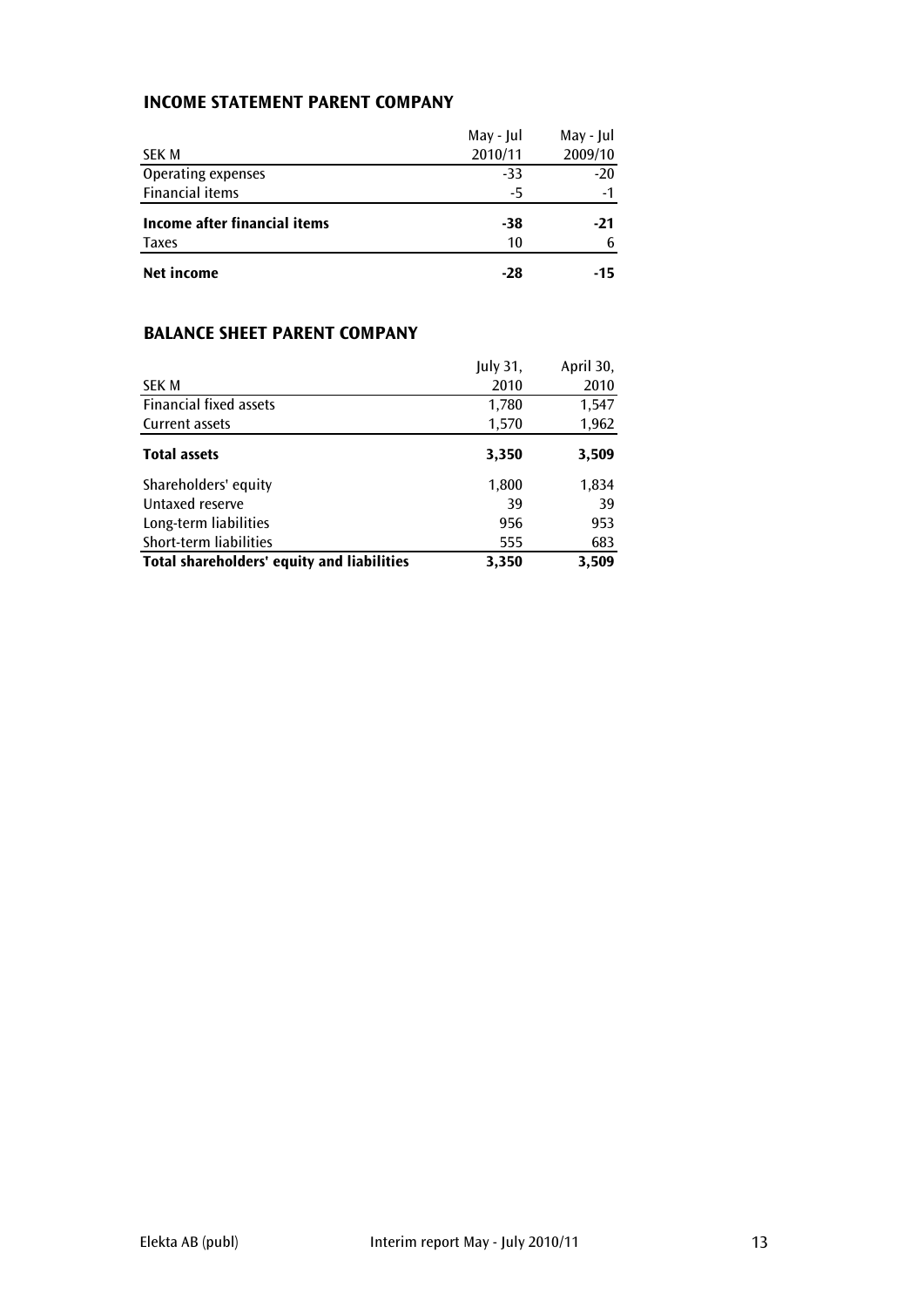## INCOME STATEMENT PARENT COMPANY

| SEK M | May - Jul 2010/11 | May - Jul 2009/10 |
|---|---|---|
| Operating expenses | -33 | -20 |
| Financial items | -5 | -1 |
| **Income after financial items** | **-38** | **-21** |
| Taxes | 10 | 6 |
| **Net income** | **-28** | **-15** |

## BALANCE SHEET PARENT COMPANY

| SEK M | July 31, 2010 | April 30, 2010 |
|---|---|---|
| Financial fixed assets | 1,780 | 1,547 |
| Current assets | 1,570 | 1,962 |
| **Total assets** | **3,350** | **3,509** |
| Shareholders' equity | 1,800 | 1,834 |
| Untaxed reserve | 39 | 39 |
| Long-term liabilities | 956 | 953 |
| Short-term liabilities | 555 | 683 |
| **Total shareholders' equity and liabilities** | **3,350** | **3,509** |